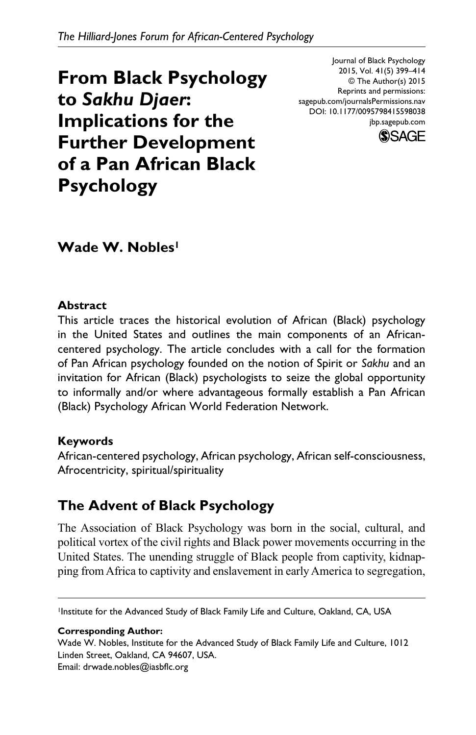The Hilliard-Jones Forum for African-Centered Psychology

# From Black Psychology to *Sakhu Djaer*: Implications for the Further Development of a Pan African Black Psychology

Journal of Black Psychology
2015, Vol. 41(5) 399–414
© The Author(s) 2015
Reprints and permissions:
sagepub.com/journalsPermissions.nav
DOI: 10.1177/0095798415598038
jbp.sagepub.com

**Wade W. Nobles**[1]

## Abstract

This article traces the historical evolution of African (Black) psychology in the United States and outlines the main components of an African-centered psychology. The article concludes with a call for the formation of Pan African psychology founded on the notion of Spirit or *Sakhu* and an invitation for African (Black) psychologists to seize the global opportunity to informally and/or where advantageous formally establish a Pan African (Black) Psychology African World Federation Network.

## Keywords

African-centered psychology, African psychology, African self-consciousness, Afrocentricity, spiritual/spirituality

## The Advent of Black Psychology

The Association of Black Psychology was born in the social, cultural, and political vortex of the civil rights and Black power movements occurring in the United States. The unending struggle of Black people from captivity, kidnapping from Africa to captivity and enslavement in early America to segregation,

---

[1]Institute for the Advanced Study of Black Family Life and Culture, Oakland, CA, USA

**Corresponding Author:**
Wade W. Nobles, Institute for the Advanced Study of Black Family Life and Culture, 1012 Linden Street, Oakland, CA 94607, USA.
Email: drwade.nobles@iasbflc.org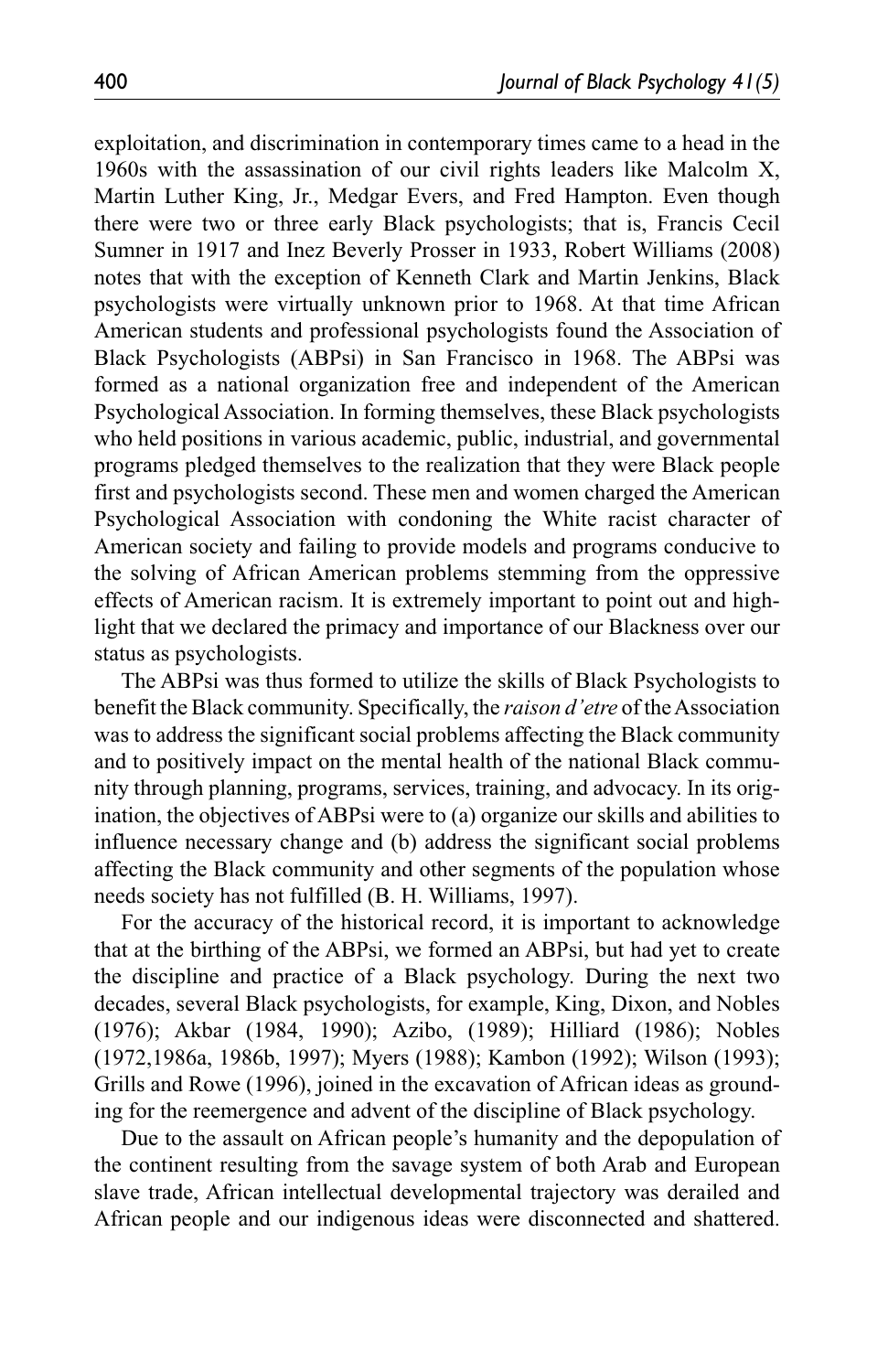exploitation, and discrimination in contemporary times came to a head in the 1960s with the assassination of our civil rights leaders like Malcolm X, Martin Luther King, Jr., Medgar Evers, and Fred Hampton. Even though there were two or three early Black psychologists; that is, Francis Cecil Sumner in 1917 and Inez Beverly Prosser in 1933, Robert Williams (2008) notes that with the exception of Kenneth Clark and Martin Jenkins, Black psychologists were virtually unknown prior to 1968. At that time African American students and professional psychologists found the Association of Black Psychologists (ABPsi) in San Francisco in 1968. The ABPsi was formed as a national organization free and independent of the American Psychological Association. In forming themselves, these Black psychologists who held positions in various academic, public, industrial, and governmental programs pledged themselves to the realization that they were Black people first and psychologists second. These men and women charged the American Psychological Association with condoning the White racist character of American society and failing to provide models and programs conducive to the solving of African American problems stemming from the oppressive effects of American racism. It is extremely important to point out and highlight that we declared the primacy and importance of our Blackness over our status as psychologists.

The ABPsi was thus formed to utilize the skills of Black Psychologists to benefit the Black community. Specifically, the *raison d'etre* of the Association was to address the significant social problems affecting the Black community and to positively impact on the mental health of the national Black community through planning, programs, services, training, and advocacy. In its origination, the objectives of ABPsi were to (a) organize our skills and abilities to influence necessary change and (b) address the significant social problems affecting the Black community and other segments of the population whose needs society has not fulfilled (B. H. Williams, 1997).

For the accuracy of the historical record, it is important to acknowledge that at the birthing of the ABPsi, we formed an ABPsi, but had yet to create the discipline and practice of a Black psychology. During the next two decades, several Black psychologists, for example, King, Dixon, and Nobles (1976); Akbar (1984, 1990); Azibo, (1989); Hilliard (1986); Nobles (1972,1986a, 1986b, 1997); Myers (1988); Kambon (1992); Wilson (1993); Grills and Rowe (1996), joined in the excavation of African ideas as grounding for the reemergence and advent of the discipline of Black psychology.

Due to the assault on African people's humanity and the depopulation of the continent resulting from the savage system of both Arab and European slave trade, African intellectual developmental trajectory was derailed and African people and our indigenous ideas were disconnected and shattered.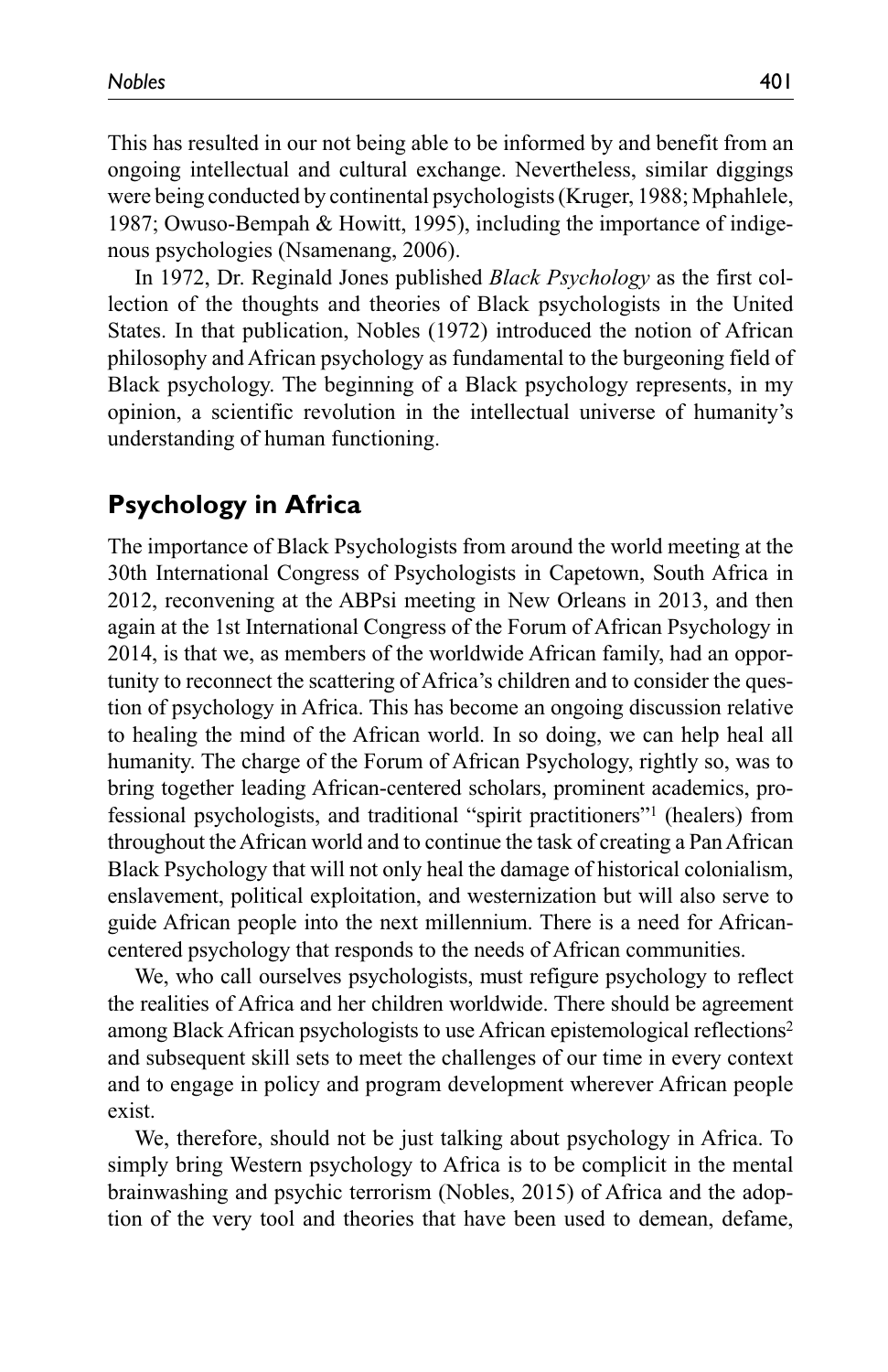This has resulted in our not being able to be informed by and benefit from an ongoing intellectual and cultural exchange. Nevertheless, similar diggings were being conducted by continental psychologists (Kruger, 1988; Mphahlele, 1987; Owuso-Bempah & Howitt, 1995), including the importance of indigenous psychologies (Nsamenang, 2006).

In 1972, Dr. Reginald Jones published *Black Psychology* as the first collection of the thoughts and theories of Black psychologists in the United States. In that publication, Nobles (1972) introduced the notion of African philosophy and African psychology as fundamental to the burgeoning field of Black psychology. The beginning of a Black psychology represents, in my opinion, a scientific revolution in the intellectual universe of humanity's understanding of human functioning.

## Psychology in Africa

The importance of Black Psychologists from around the world meeting at the 30th International Congress of Psychologists in Capetown, South Africa in 2012, reconvening at the ABPsi meeting in New Orleans in 2013, and then again at the 1st International Congress of the Forum of African Psychology in 2014, is that we, as members of the worldwide African family, had an opportunity to reconnect the scattering of Africa's children and to consider the question of psychology in Africa. This has become an ongoing discussion relative to healing the mind of the African world. In so doing, we can help heal all humanity. The charge of the Forum of African Psychology, rightly so, was to bring together leading African-centered scholars, prominent academics, professional psychologists, and traditional "spirit practitioners"[1] (healers) from throughout the African world and to continue the task of creating a Pan African Black Psychology that will not only heal the damage of historical colonialism, enslavement, political exploitation, and westernization but will also serve to guide African people into the next millennium. There is a need for African-centered psychology that responds to the needs of African communities.

We, who call ourselves psychologists, must refigure psychology to reflect the realities of Africa and her children worldwide. There should be agreement among Black African psychologists to use African epistemological reflections[2] and subsequent skill sets to meet the challenges of our time in every context and to engage in policy and program development wherever African people exist.

We, therefore, should not be just talking about psychology in Africa. To simply bring Western psychology to Africa is to be complicit in the mental brainwashing and psychic terrorism (Nobles, 2015) of Africa and the adoption of the very tool and theories that have been used to demean, defame,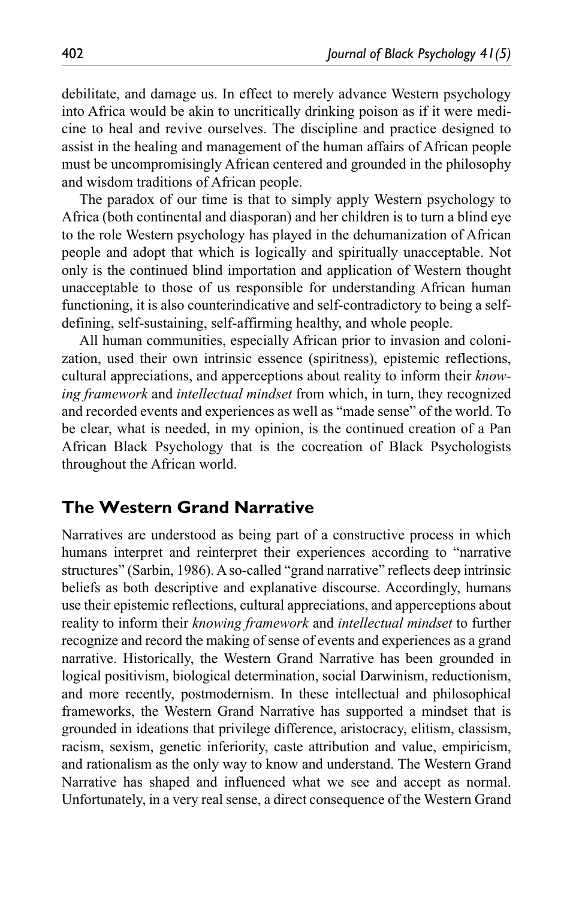debilitate, and damage us. In effect to merely advance Western psychology into Africa would be akin to uncritically drinking poison as if it were medicine to heal and revive ourselves. The discipline and practice designed to assist in the healing and management of the human affairs of African people must be uncompromisingly African centered and grounded in the philosophy and wisdom traditions of African people.

The paradox of our time is that to simply apply Western psychology to Africa (both continental and diasporan) and her children is to turn a blind eye to the role Western psychology has played in the dehumanization of African people and adopt that which is logically and spiritually unacceptable. Not only is the continued blind importation and application of Western thought unacceptable to those of us responsible for understanding African human functioning, it is also counterindicative and self-contradictory to being a self-defining, self-sustaining, self-affirming healthy, and whole people.

All human communities, especially African prior to invasion and colonization, used their own intrinsic essence (spiritness), epistemic reflections, cultural appreciations, and apperceptions about reality to inform their *knowing framework* and *intellectual mindset* from which, in turn, they recognized and recorded events and experiences as well as "made sense" of the world. To be clear, what is needed, in my opinion, is the continued creation of a Pan African Black Psychology that is the cocreation of Black Psychologists throughout the African world.

## The Western Grand Narrative

Narratives are understood as being part of a constructive process in which humans interpret and reinterpret their experiences according to "narrative structures" (Sarbin, 1986). A so-called "grand narrative" reflects deep intrinsic beliefs as both descriptive and explanative discourse. Accordingly, humans use their epistemic reflections, cultural appreciations, and apperceptions about reality to inform their *knowing framework* and *intellectual mindset* to further recognize and record the making of sense of events and experiences as a grand narrative. Historically, the Western Grand Narrative has been grounded in logical positivism, biological determination, social Darwinism, reductionism, and more recently, postmodernism. In these intellectual and philosophical frameworks, the Western Grand Narrative has supported a mindset that is grounded in ideations that privilege difference, aristocracy, elitism, classism, racism, sexism, genetic inferiority, caste attribution and value, empiricism, and rationalism as the only way to know and understand. The Western Grand Narrative has shaped and influenced what we see and accept as normal. Unfortunately, in a very real sense, a direct consequence of the Western Grand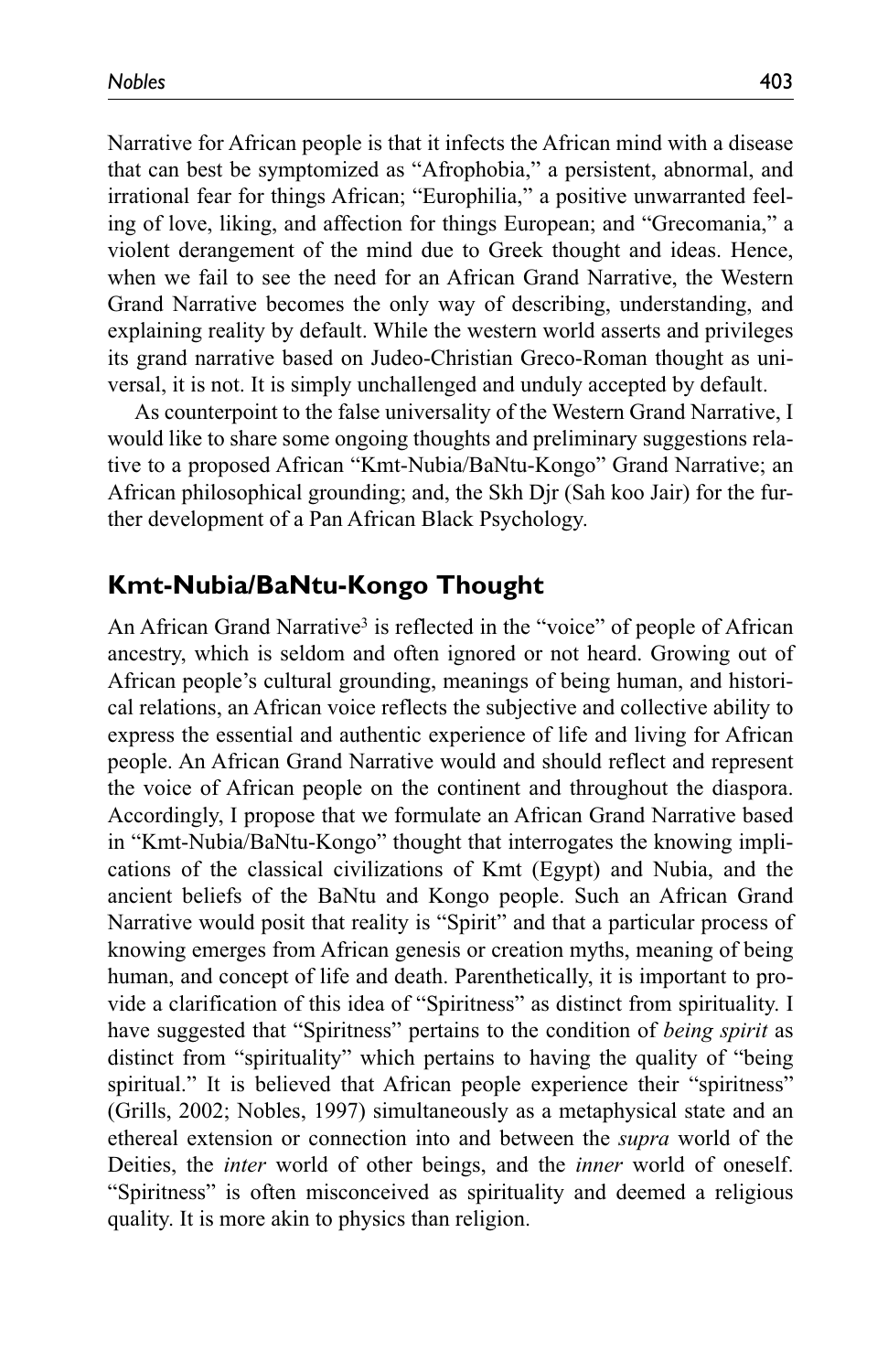Narrative for African people is that it infects the African mind with a disease that can best be symptomized as "Afrophobia," a persistent, abnormal, and irrational fear for things African; "Europhilia," a positive unwarranted feeling of love, liking, and affection for things European; and "Grecomania," a violent derangement of the mind due to Greek thought and ideas. Hence, when we fail to see the need for an African Grand Narrative, the Western Grand Narrative becomes the only way of describing, understanding, and explaining reality by default. While the western world asserts and privileges its grand narrative based on Judeo-Christian Greco-Roman thought as universal, it is not. It is simply unchallenged and unduly accepted by default.

As counterpoint to the false universality of the Western Grand Narrative, I would like to share some ongoing thoughts and preliminary suggestions relative to a proposed African "Kmt-Nubia/BaNtu-Kongo" Grand Narrative; an African philosophical grounding; and, the Skh Djr (Sah koo Jair) for the further development of a Pan African Black Psychology.

## Kmt-Nubia/BaNtu-Kongo Thought

An African Grand Narrative[3] is reflected in the "voice" of people of African ancestry, which is seldom and often ignored or not heard. Growing out of African people's cultural grounding, meanings of being human, and historical relations, an African voice reflects the subjective and collective ability to express the essential and authentic experience of life and living for African people. An African Grand Narrative would and should reflect and represent the voice of African people on the continent and throughout the diaspora. Accordingly, I propose that we formulate an African Grand Narrative based in "Kmt-Nubia/BaNtu-Kongo" thought that interrogates the knowing implications of the classical civilizations of Kmt (Egypt) and Nubia, and the ancient beliefs of the BaNtu and Kongo people. Such an African Grand Narrative would posit that reality is "Spirit" and that a particular process of knowing emerges from African genesis or creation myths, meaning of being human, and concept of life and death. Parenthetically, it is important to provide a clarification of this idea of "Spiritness" as distinct from spirituality. I have suggested that "Spiritness" pertains to the condition of *being spirit* as distinct from "spirituality" which pertains to having the quality of "being spiritual." It is believed that African people experience their "spiritness" (Grills, 2002; Nobles, 1997) simultaneously as a metaphysical state and an ethereal extension or connection into and between the *supra* world of the Deities, the *inter* world of other beings, and the *inner* world of oneself. "Spiritness" is often misconceived as spirituality and deemed a religious quality. It is more akin to physics than religion.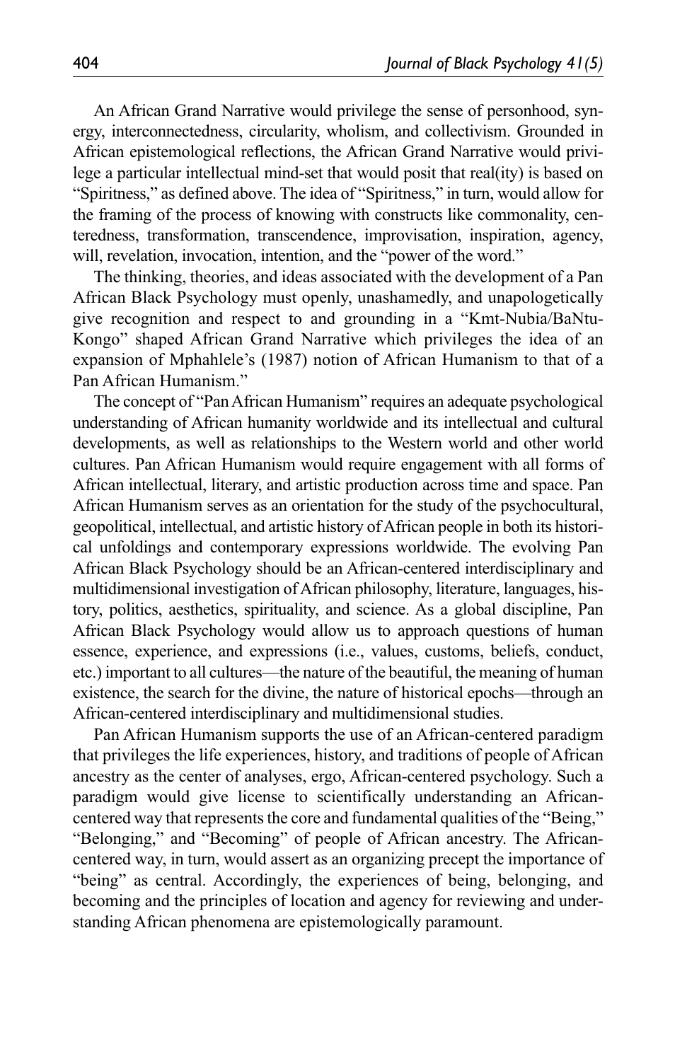An African Grand Narrative would privilege the sense of personhood, synergy, interconnectedness, circularity, wholism, and collectivism. Grounded in African epistemological reflections, the African Grand Narrative would privilege a particular intellectual mind-set that would posit that real(ity) is based on "Spiritness," as defined above. The idea of "Spiritness," in turn, would allow for the framing of the process of knowing with constructs like commonality, centeredness, transformation, transcendence, improvisation, inspiration, agency, will, revelation, invocation, intention, and the "power of the word."

The thinking, theories, and ideas associated with the development of a Pan African Black Psychology must openly, unashamedly, and unapologetically give recognition and respect to and grounding in a "Kmt-Nubia/BaNtu-Kongo" shaped African Grand Narrative which privileges the idea of an expansion of Mphahlele's (1987) notion of African Humanism to that of a Pan African Humanism."

The concept of "Pan African Humanism" requires an adequate psychological understanding of African humanity worldwide and its intellectual and cultural developments, as well as relationships to the Western world and other world cultures. Pan African Humanism would require engagement with all forms of African intellectual, literary, and artistic production across time and space. Pan African Humanism serves as an orientation for the study of the psychocultural, geopolitical, intellectual, and artistic history of African people in both its historical unfoldings and contemporary expressions worldwide. The evolving Pan African Black Psychology should be an African-centered interdisciplinary and multidimensional investigation of African philosophy, literature, languages, history, politics, aesthetics, spirituality, and science. As a global discipline, Pan African Black Psychology would allow us to approach questions of human essence, experience, and expressions (i.e., values, customs, beliefs, conduct, etc.) important to all cultures—the nature of the beautiful, the meaning of human existence, the search for the divine, the nature of historical epochs—through an African-centered interdisciplinary and multidimensional studies.

Pan African Humanism supports the use of an African-centered paradigm that privileges the life experiences, history, and traditions of people of African ancestry as the center of analyses, ergo, African-centered psychology. Such a paradigm would give license to scientifically understanding an African-centered way that represents the core and fundamental qualities of the "Being," "Belonging," and "Becoming" of people of African ancestry. The African-centered way, in turn, would assert as an organizing precept the importance of "being" as central. Accordingly, the experiences of being, belonging, and becoming and the principles of location and agency for reviewing and understanding African phenomena are epistemologically paramount.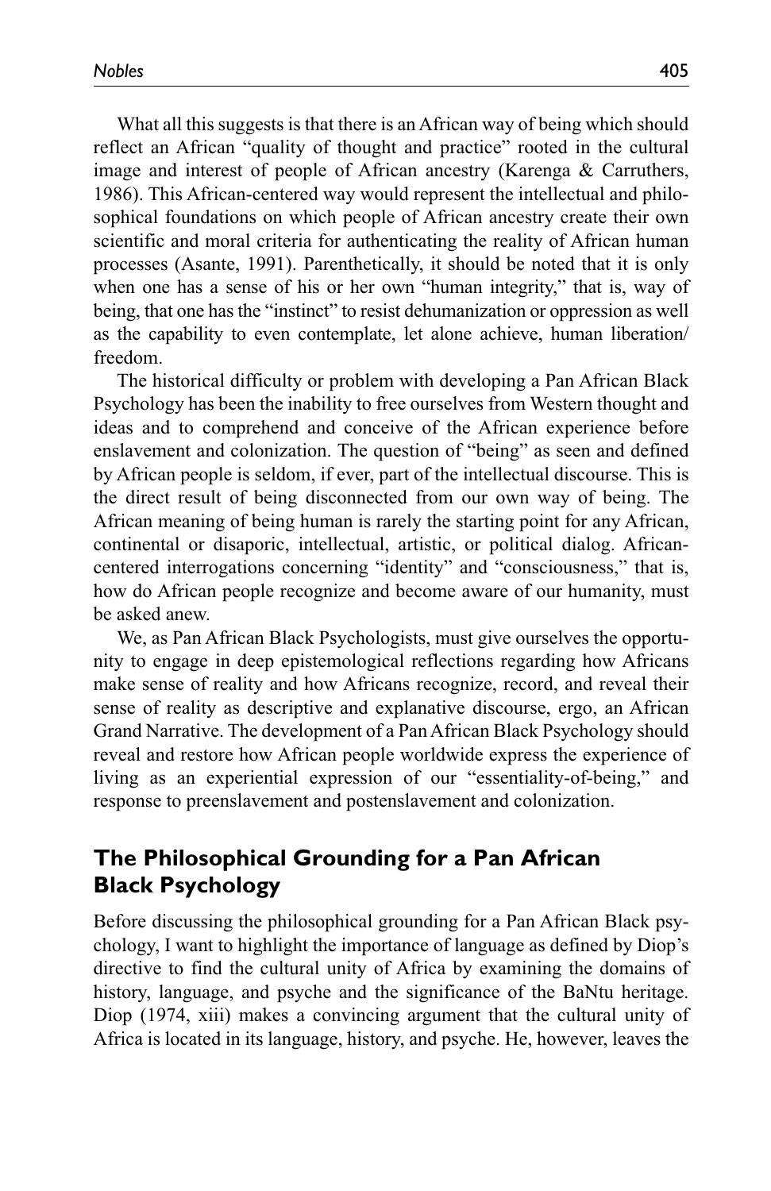What all this suggests is that there is an African way of being which should reflect an African "quality of thought and practice" rooted in the cultural image and interest of people of African ancestry (Karenga & Carruthers, 1986). This African-centered way would represent the intellectual and philosophical foundations on which people of African ancestry create their own scientific and moral criteria for authenticating the reality of African human processes (Asante, 1991). Parenthetically, it should be noted that it is only when one has a sense of his or her own "human integrity," that is, way of being, that one has the "instinct" to resist dehumanization or oppression as well as the capability to even contemplate, let alone achieve, human liberation/freedom.

The historical difficulty or problem with developing a Pan African Black Psychology has been the inability to free ourselves from Western thought and ideas and to comprehend and conceive of the African experience before enslavement and colonization. The question of "being" as seen and defined by African people is seldom, if ever, part of the intellectual discourse. This is the direct result of being disconnected from our own way of being. The African meaning of being human is rarely the starting point for any African, continental or disaporic, intellectual, artistic, or political dialog. African-centered interrogations concerning "identity" and "consciousness," that is, how do African people recognize and become aware of our humanity, must be asked anew.

We, as Pan African Black Psychologists, must give ourselves the opportunity to engage in deep epistemological reflections regarding how Africans make sense of reality and how Africans recognize, record, and reveal their sense of reality as descriptive and explanative discourse, ergo, an African Grand Narrative. The development of a Pan African Black Psychology should reveal and restore how African people worldwide express the experience of living as an experiential expression of our "essentiality-of-being," and response to preenslavement and postenslavement and colonization.

## The Philosophical Grounding for a Pan African Black Psychology

Before discussing the philosophical grounding for a Pan African Black psychology, I want to highlight the importance of language as defined by Diop's directive to find the cultural unity of Africa by examining the domains of history, language, and psyche and the significance of the BaNtu heritage. Diop (1974, xiii) makes a convincing argument that the cultural unity of Africa is located in its language, history, and psyche. He, however, leaves the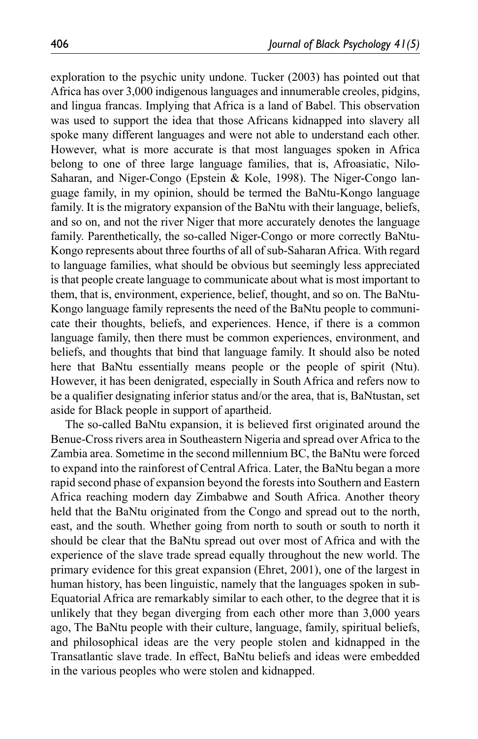exploration to the psychic unity undone. Tucker (2003) has pointed out that Africa has over 3,000 indigenous languages and innumerable creoles, pidgins, and lingua francas. Implying that Africa is a land of Babel. This observation was used to support the idea that those Africans kidnapped into slavery all spoke many different languages and were not able to understand each other. However, what is more accurate is that most languages spoken in Africa belong to one of three large language families, that is, Afroasiatic, Nilo-Saharan, and Niger-Congo (Epstein & Kole, 1998). The Niger-Congo language family, in my opinion, should be termed the BaNtu-Kongo language family. It is the migratory expansion of the BaNtu with their language, beliefs, and so on, and not the river Niger that more accurately denotes the language family. Parenthetically, the so-called Niger-Congo or more correctly BaNtu-Kongo represents about three fourths of all of sub-Saharan Africa. With regard to language families, what should be obvious but seemingly less appreciated is that people create language to communicate about what is most important to them, that is, environment, experience, belief, thought, and so on. The BaNtu-Kongo language family represents the need of the BaNtu people to communicate their thoughts, beliefs, and experiences. Hence, if there is a common language family, then there must be common experiences, environment, and beliefs, and thoughts that bind that language family. It should also be noted here that BaNtu essentially means people or the people of spirit (Ntu). However, it has been denigrated, especially in South Africa and refers now to be a qualifier designating inferior status and/or the area, that is, BaNtustan, set aside for Black people in support of apartheid.

The so-called BaNtu expansion, it is believed first originated around the Benue-Cross rivers area in Southeastern Nigeria and spread over Africa to the Zambia area. Sometime in the second millennium BC, the BaNtu were forced to expand into the rainforest of Central Africa. Later, the BaNtu began a more rapid second phase of expansion beyond the forests into Southern and Eastern Africa reaching modern day Zimbabwe and South Africa. Another theory held that the BaNtu originated from the Congo and spread out to the north, east, and the south. Whether going from north to south or south to north it should be clear that the BaNtu spread out over most of Africa and with the experience of the slave trade spread equally throughout the new world. The primary evidence for this great expansion (Ehret, 2001), one of the largest in human history, has been linguistic, namely that the languages spoken in sub-Equatorial Africa are remarkably similar to each other, to the degree that it is unlikely that they began diverging from each other more than 3,000 years ago, The BaNtu people with their culture, language, family, spiritual beliefs, and philosophical ideas are the very people stolen and kidnapped in the Transatlantic slave trade. In effect, BaNtu beliefs and ideas were embedded in the various peoples who were stolen and kidnapped.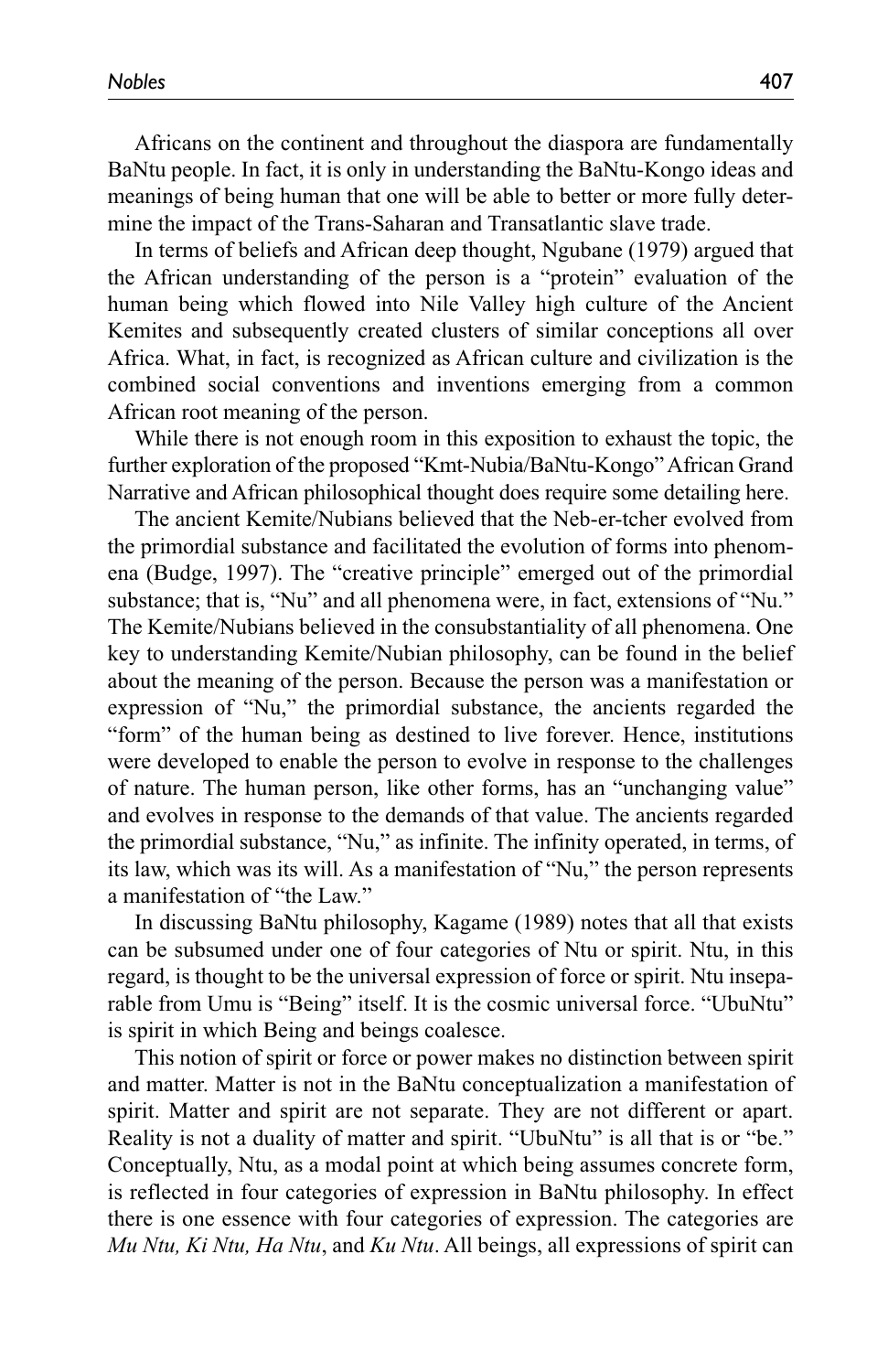Africans on the continent and throughout the diaspora are fundamentally BaNtu people. In fact, it is only in understanding the BaNtu-Kongo ideas and meanings of being human that one will be able to better or more fully determine the impact of the Trans-Saharan and Transatlantic slave trade.

In terms of beliefs and African deep thought, Ngubane (1979) argued that the African understanding of the person is a "protein" evaluation of the human being which flowed into Nile Valley high culture of the Ancient Kemites and subsequently created clusters of similar conceptions all over Africa. What, in fact, is recognized as African culture and civilization is the combined social conventions and inventions emerging from a common African root meaning of the person.

While there is not enough room in this exposition to exhaust the topic, the further exploration of the proposed "Kmt-Nubia/BaNtu-Kongo" African Grand Narrative and African philosophical thought does require some detailing here.

The ancient Kemite/Nubians believed that the Neb-er-tcher evolved from the primordial substance and facilitated the evolution of forms into phenomena (Budge, 1997). The "creative principle" emerged out of the primordial substance; that is, "Nu" and all phenomena were, in fact, extensions of "Nu." The Kemite/Nubians believed in the consubstantiality of all phenomena. One key to understanding Kemite/Nubian philosophy, can be found in the belief about the meaning of the person. Because the person was a manifestation or expression of "Nu," the primordial substance, the ancients regarded the "form" of the human being as destined to live forever. Hence, institutions were developed to enable the person to evolve in response to the challenges of nature. The human person, like other forms, has an "unchanging value" and evolves in response to the demands of that value. The ancients regarded the primordial substance, "Nu," as infinite. The infinity operated, in terms, of its law, which was its will. As a manifestation of "Nu," the person represents a manifestation of "the Law."

In discussing BaNtu philosophy, Kagame (1989) notes that all that exists can be subsumed under one of four categories of Ntu or spirit. Ntu, in this regard, is thought to be the universal expression of force or spirit. Ntu inseparable from Umu is "Being" itself. It is the cosmic universal force. "UbuNtu" is spirit in which Being and beings coalesce.

This notion of spirit or force or power makes no distinction between spirit and matter. Matter is not in the BaNtu conceptualization a manifestation of spirit. Matter and spirit are not separate. They are not different or apart. Reality is not a duality of matter and spirit. "UbuNtu" is all that is or "be." Conceptually, Ntu, as a modal point at which being assumes concrete form, is reflected in four categories of expression in BaNtu philosophy. In effect there is one essence with four categories of expression. The categories are *Mu Ntu, Ki Ntu, Ha Ntu*, and *Ku Ntu*. All beings, all expressions of spirit can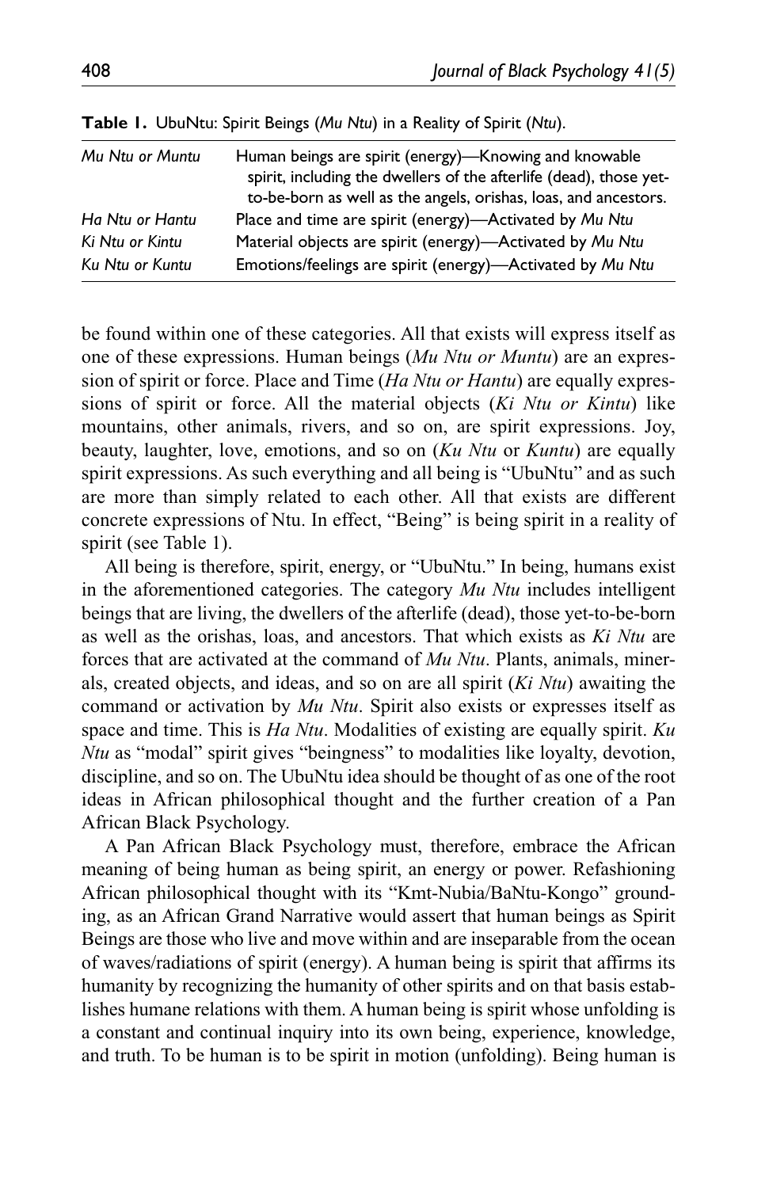**Table 1.** UbuNtu: Spirit Beings (*Mu Ntu*) in a Reality of Spirit (*Ntu*).

| | |
|---|---|
| *Mu Ntu or Muntu* | Human beings are spirit (energy)—Knowing and knowable spirit, including the dwellers of the afterlife (dead), those yet-to-be-born as well as the angels, orishas, loas, and ancestors. |
| *Ha Ntu or Hantu* | Place and time are spirit (energy)—Activated by *Mu Ntu* |
| *Ki Ntu or Kintu* | Material objects are spirit (energy)—Activated by *Mu Ntu* |
| *Ku Ntu or Kuntu* | Emotions/feelings are spirit (energy)—Activated by *Mu Ntu* |

be found within one of these categories. All that exists will express itself as one of these expressions. Human beings (*Mu Ntu or Muntu*) are an expression of spirit or force. Place and Time (*Ha Ntu or Hantu*) are equally expressions of spirit or force. All the material objects (*Ki Ntu or Kintu*) like mountains, other animals, rivers, and so on, are spirit expressions. Joy, beauty, laughter, love, emotions, and so on (*Ku Ntu* or *Kuntu*) are equally spirit expressions. As such everything and all being is "UbuNtu" and as such are more than simply related to each other. All that exists are different concrete expressions of Ntu. In effect, "Being" is being spirit in a reality of spirit (see Table 1).

All being is therefore, spirit, energy, or "UbuNtu." In being, humans exist in the aforementioned categories. The category *Mu Ntu* includes intelligent beings that are living, the dwellers of the afterlife (dead), those yet-to-be-born as well as the orishas, loas, and ancestors. That which exists as *Ki Ntu* are forces that are activated at the command of *Mu Ntu*. Plants, animals, minerals, created objects, and ideas, and so on are all spirit (*Ki Ntu*) awaiting the command or activation by *Mu Ntu*. Spirit also exists or expresses itself as space and time. This is *Ha Ntu*. Modalities of existing are equally spirit. *Ku Ntu* as "modal" spirit gives "beingness" to modalities like loyalty, devotion, discipline, and so on. The UbuNtu idea should be thought of as one of the root ideas in African philosophical thought and the further creation of a Pan African Black Psychology.

A Pan African Black Psychology must, therefore, embrace the African meaning of being human as being spirit, an energy or power. Refashioning African philosophical thought with its "Kmt-Nubia/BaNtu-Kongo" grounding, as an African Grand Narrative would assert that human beings as Spirit Beings are those who live and move within and are inseparable from the ocean of waves/radiations of spirit (energy). A human being is spirit that affirms its humanity by recognizing the humanity of other spirits and on that basis establishes humane relations with them. A human being is spirit whose unfolding is a constant and continual inquiry into its own being, experience, knowledge, and truth. To be human is to be spirit in motion (unfolding). Being human is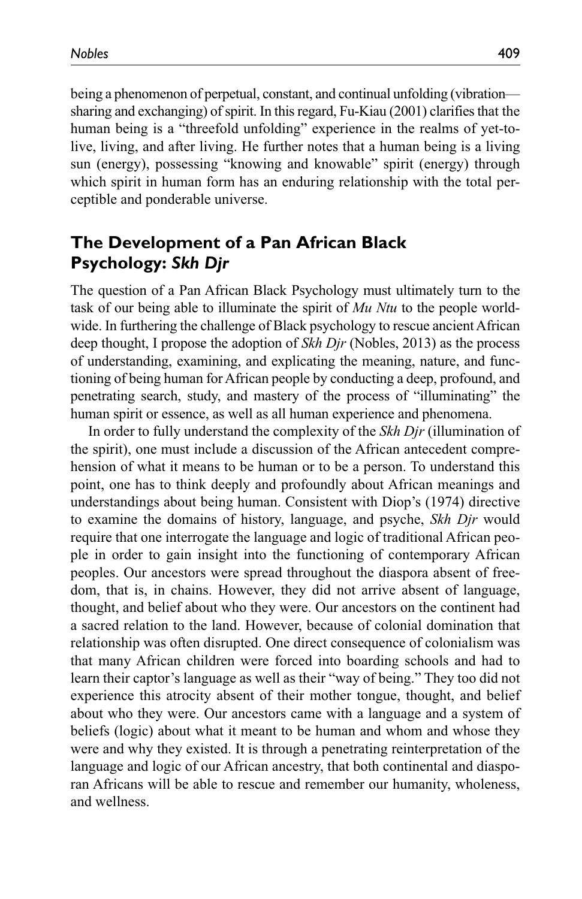being a phenomenon of perpetual, constant, and continual unfolding (vibration—sharing and exchanging) of spirit. In this regard, Fu-Kiau (2001) clarifies that the human being is a "threefold unfolding" experience in the realms of yet-to-live, living, and after living. He further notes that a human being is a living sun (energy), possessing "knowing and knowable" spirit (energy) through which spirit in human form has an enduring relationship with the total perceptible and ponderable universe.

## The Development of a Pan African Black Psychology: *Skh Djr*

The question of a Pan African Black Psychology must ultimately turn to the task of our being able to illuminate the spirit of *Mu Ntu* to the people worldwide. In furthering the challenge of Black psychology to rescue ancient African deep thought, I propose the adoption of *Skh Djr* (Nobles, 2013) as the process of understanding, examining, and explicating the meaning, nature, and functioning of being human for African people by conducting a deep, profound, and penetrating search, study, and mastery of the process of "illuminating" the human spirit or essence, as well as all human experience and phenomena.

In order to fully understand the complexity of the *Skh Djr* (illumination of the spirit), one must include a discussion of the African antecedent comprehension of what it means to be human or to be a person. To understand this point, one has to think deeply and profoundly about African meanings and understandings about being human. Consistent with Diop's (1974) directive to examine the domains of history, language, and psyche, *Skh Djr* would require that one interrogate the language and logic of traditional African people in order to gain insight into the functioning of contemporary African peoples. Our ancestors were spread throughout the diaspora absent of freedom, that is, in chains. However, they did not arrive absent of language, thought, and belief about who they were. Our ancestors on the continent had a sacred relation to the land. However, because of colonial domination that relationship was often disrupted. One direct consequence of colonialism was that many African children were forced into boarding schools and had to learn their captor's language as well as their "way of being." They too did not experience this atrocity absent of their mother tongue, thought, and belief about who they were. Our ancestors came with a language and a system of beliefs (logic) about what it meant to be human and whom and whose they were and why they existed. It is through a penetrating reinterpretation of the language and logic of our African ancestry, that both continental and diasporan Africans will be able to rescue and remember our humanity, wholeness, and wellness.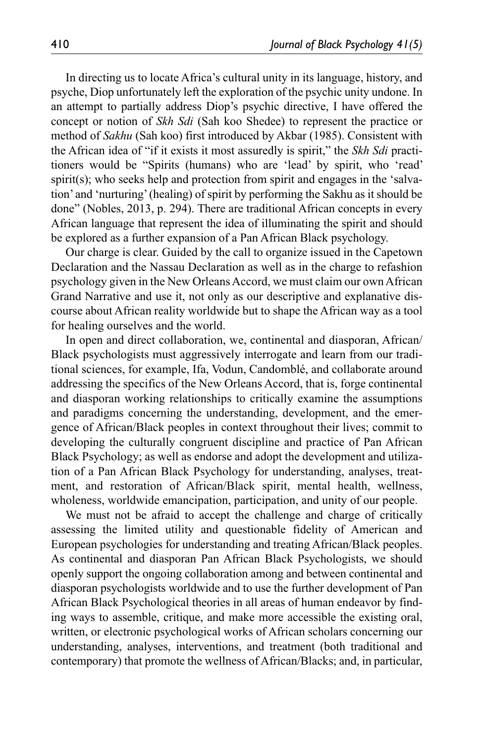In directing us to locate Africa's cultural unity in its language, history, and psyche, Diop unfortunately left the exploration of the psychic unity undone. In an attempt to partially address Diop's psychic directive, I have offered the concept or notion of *Skh Sdi* (Sah koo Shedee) to represent the practice or method of *Sakhu* (Sah koo) first introduced by Akbar (1985). Consistent with the African idea of "if it exists it most assuredly is spirit," the *Skh Sdi* practitioners would be "Spirits (humans) who are 'lead' by spirit, who 'read' spirit(s); who seeks help and protection from spirit and engages in the 'salvation' and 'nurturing' (healing) of spirit by performing the Sakhu as it should be done" (Nobles, 2013, p. 294). There are traditional African concepts in every African language that represent the idea of illuminating the spirit and should be explored as a further expansion of a Pan African Black psychology.

Our charge is clear. Guided by the call to organize issued in the Capetown Declaration and the Nassau Declaration as well as in the charge to refashion psychology given in the New Orleans Accord, we must claim our own African Grand Narrative and use it, not only as our descriptive and explanative discourse about African reality worldwide but to shape the African way as a tool for healing ourselves and the world.

In open and direct collaboration, we, continental and diasporan, African/Black psychologists must aggressively interrogate and learn from our traditional sciences, for example, Ifa, Vodun, Candomblé, and collaborate around addressing the specifics of the New Orleans Accord, that is, forge continental and diasporan working relationships to critically examine the assumptions and paradigms concerning the understanding, development, and the emergence of African/Black peoples in context throughout their lives; commit to developing the culturally congruent discipline and practice of Pan African Black Psychology; as well as endorse and adopt the development and utilization of a Pan African Black Psychology for understanding, analyses, treatment, and restoration of African/Black spirit, mental health, wellness, wholeness, worldwide emancipation, participation, and unity of our people.

We must not be afraid to accept the challenge and charge of critically assessing the limited utility and questionable fidelity of American and European psychologies for understanding and treating African/Black peoples. As continental and diasporan Pan African Black Psychologists, we should openly support the ongoing collaboration among and between continental and diasporan psychologists worldwide and to use the further development of Pan African Black Psychological theories in all areas of human endeavor by finding ways to assemble, critique, and make more accessible the existing oral, written, or electronic psychological works of African scholars concerning our understanding, analyses, interventions, and treatment (both traditional and contemporary) that promote the wellness of African/Blacks; and, in particular,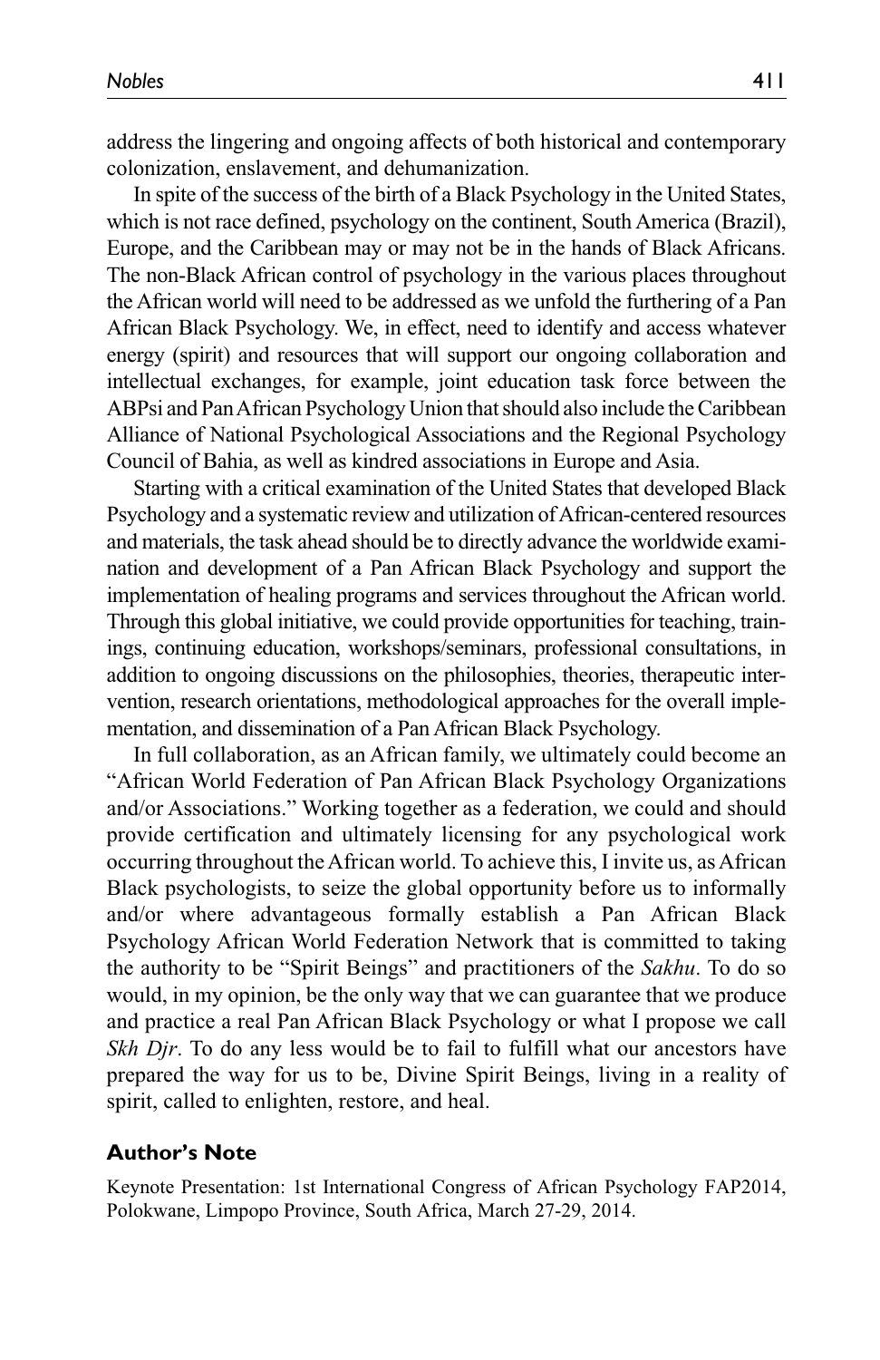address the lingering and ongoing affects of both historical and contemporary colonization, enslavement, and dehumanization.

In spite of the success of the birth of a Black Psychology in the United States, which is not race defined, psychology on the continent, South America (Brazil), Europe, and the Caribbean may or may not be in the hands of Black Africans. The non-Black African control of psychology in the various places throughout the African world will need to be addressed as we unfold the furthering of a Pan African Black Psychology. We, in effect, need to identify and access whatever energy (spirit) and resources that will support our ongoing collaboration and intellectual exchanges, for example, joint education task force between the ABPsi and Pan African Psychology Union that should also include the Caribbean Alliance of National Psychological Associations and the Regional Psychology Council of Bahia, as well as kindred associations in Europe and Asia.

Starting with a critical examination of the United States that developed Black Psychology and a systematic review and utilization of African-centered resources and materials, the task ahead should be to directly advance the worldwide examination and development of a Pan African Black Psychology and support the implementation of healing programs and services throughout the African world. Through this global initiative, we could provide opportunities for teaching, trainings, continuing education, workshops/seminars, professional consultations, in addition to ongoing discussions on the philosophies, theories, therapeutic intervention, research orientations, methodological approaches for the overall implementation, and dissemination of a Pan African Black Psychology.

In full collaboration, as an African family, we ultimately could become an "African World Federation of Pan African Black Psychology Organizations and/or Associations." Working together as a federation, we could and should provide certification and ultimately licensing for any psychological work occurring throughout the African world. To achieve this, I invite us, as African Black psychologists, to seize the global opportunity before us to informally and/or where advantageous formally establish a Pan African Black Psychology African World Federation Network that is committed to taking the authority to be "Spirit Beings" and practitioners of the *Sakhu*. To do so would, in my opinion, be the only way that we can guarantee that we produce and practice a real Pan African Black Psychology or what I propose we call *Skh Djr*. To do any less would be to fail to fulfill what our ancestors have prepared the way for us to be, Divine Spirit Beings, living in a reality of spirit, called to enlighten, restore, and heal.

## Author's Note

Keynote Presentation: 1st International Congress of African Psychology FAP2014, Polokwane, Limpopo Province, South Africa, March 27-29, 2014.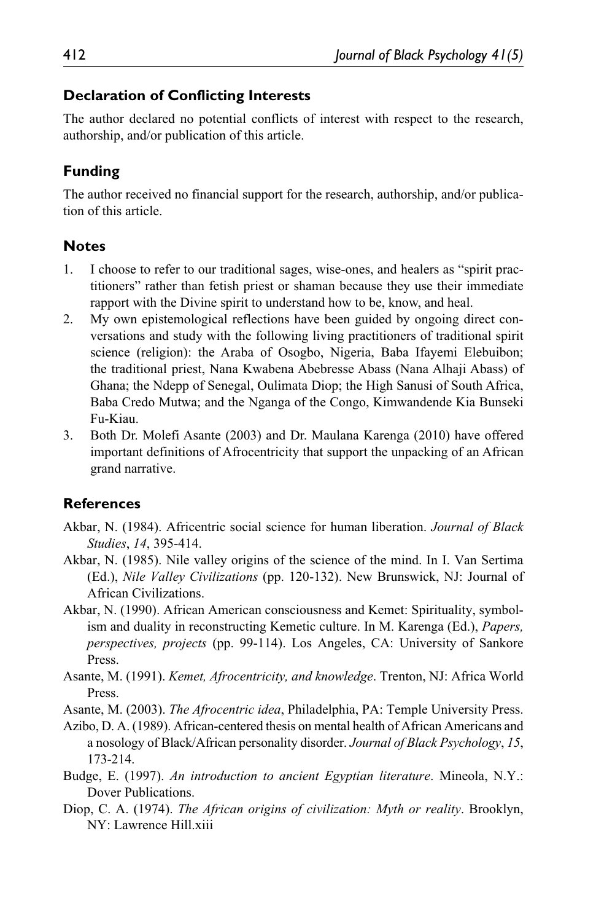### Declaration of Conflicting Interests

The author declared no potential conflicts of interest with respect to the research, authorship, and/or publication of this article.

### Funding

The author received no financial support for the research, authorship, and/or publication of this article.

### Notes

1. I choose to refer to our traditional sages, wise-ones, and healers as "spirit practitioners" rather than fetish priest or shaman because they use their immediate rapport with the Divine spirit to understand how to be, know, and heal.
2. My own epistemological reflections have been guided by ongoing direct conversations and study with the following living practitioners of traditional spirit science (religion): the Araba of Osogbo, Nigeria, Baba Ifayemi Elebuibon; the traditional priest, Nana Kwabena Abebresse Abass (Nana Alhaji Abass) of Ghana; the Ndepp of Senegal, Oulimata Diop; the High Sanusi of South Africa, Baba Credo Mutwa; and the Nganga of the Congo, Kimwandende Kia Bunseki Fu-Kiau.
3. Both Dr. Molefi Asante (2003) and Dr. Maulana Karenga (2010) have offered important definitions of Afrocentricity that support the unpacking of an African grand narrative.

### References

Akbar, N. (1984). Africentric social science for human liberation. *Journal of Black Studies*, *14*, 395-414.

Akbar, N. (1985). Nile valley origins of the science of the mind. In I. Van Sertima (Ed.), *Nile Valley Civilizations* (pp. 120-132). New Brunswick, NJ: Journal of African Civilizations.

Akbar, N. (1990). African American consciousness and Kemet: Spirituality, symbolism and duality in reconstructing Kemetic culture. In M. Karenga (Ed.), *Papers, perspectives, projects* (pp. 99-114). Los Angeles, CA: University of Sankore Press.

Asante, M. (1991). *Kemet, Afrocentricity, and knowledge*. Trenton, NJ: Africa World Press.

Asante, M. (2003). *The Afrocentric idea*, Philadelphia, PA: Temple University Press.

Azibo, D. A. (1989). African-centered thesis on mental health of African Americans and a nosology of Black/African personality disorder. *Journal of Black Psychology*, *15*, 173-214.

Budge, E. (1997). *An introduction to ancient Egyptian literature*. Mineola, N.Y.: Dover Publications.

Diop, C. A. (1974). *The African origins of civilization: Myth or reality*. Brooklyn, NY: Lawrence Hill.xiii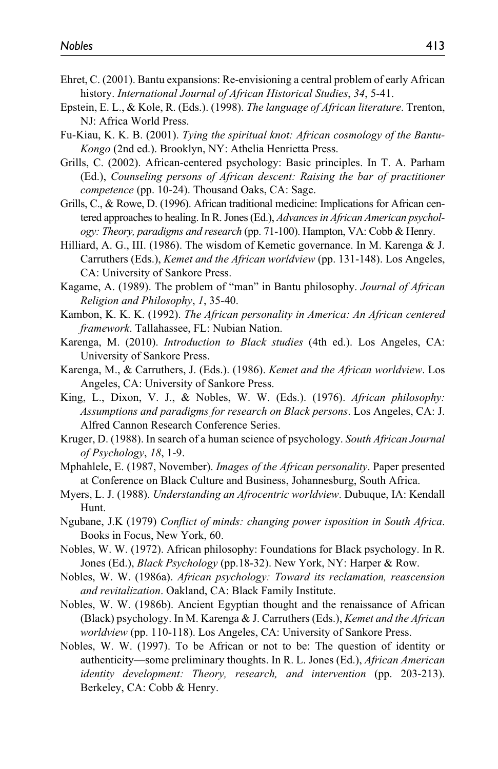Ehret, C. (2001). Bantu expansions: Re-envisioning a central problem of early African history. *International Journal of African Historical Studies*, *34*, 5-41.

Epstein, E. L., & Kole, R. (Eds.). (1998). *The language of African literature*. Trenton, NJ: Africa World Press.

Fu-Kiau, K. K. B. (2001). *Tying the spiritual knot: African cosmology of the Bantu-Kongo* (2nd ed.). Brooklyn, NY: Athelia Henrietta Press.

Grills, C. (2002). African-centered psychology: Basic principles. In T. A. Parham (Ed.), *Counseling persons of African descent: Raising the bar of practitioner competence* (pp. 10-24). Thousand Oaks, CA: Sage.

Grills, C., & Rowe, D. (1996). African traditional medicine: Implications for African centered approaches to healing. In R. Jones (Ed.), *Advances in African American psychology: Theory, paradigms and research* (pp. 71-100). Hampton, VA: Cobb & Henry.

Hilliard, A. G., III. (1986). The wisdom of Kemetic governance. In M. Karenga & J. Carruthers (Eds.), *Kemet and the African worldview* (pp. 131-148). Los Angeles, CA: University of Sankore Press.

Kagame, A. (1989). The problem of "man" in Bantu philosophy. *Journal of African Religion and Philosophy*, *1*, 35-40.

Kambon, K. K. K. (1992). *The African personality in America: An African centered framework*. Tallahassee, FL: Nubian Nation.

Karenga, M. (2010). *Introduction to Black studies* (4th ed.). Los Angeles, CA: University of Sankore Press.

Karenga, M., & Carruthers, J. (Eds.). (1986). *Kemet and the African worldview*. Los Angeles, CA: University of Sankore Press.

King, L., Dixon, V. J., & Nobles, W. W. (Eds.). (1976). *African philosophy: Assumptions and paradigms for research on Black persons*. Los Angeles, CA: J. Alfred Cannon Research Conference Series.

Kruger, D. (1988). In search of a human science of psychology. *South African Journal of Psychology*, *18*, 1-9.

Mphahlele, E. (1987, November). *Images of the African personality*. Paper presented at Conference on Black Culture and Business, Johannesburg, South Africa.

Myers, L. J. (1988). *Understanding an Afrocentric worldview*. Dubuque, IA: Kendall Hunt.

Ngubane, J.K (1979) *Conflict of minds: changing power isposition in South Africa*. Books in Focus, New York, 60.

Nobles, W. W. (1972). African philosophy: Foundations for Black psychology. In R. Jones (Ed.), *Black Psychology* (pp.18-32). New York, NY: Harper & Row.

Nobles, W. W. (1986a). *African psychology: Toward its reclamation, reascension and revitalization*. Oakland, CA: Black Family Institute.

Nobles, W. W. (1986b). Ancient Egyptian thought and the renaissance of African (Black) psychology. In M. Karenga & J. Carruthers (Eds.), *Kemet and the African worldview* (pp. 110-118). Los Angeles, CA: University of Sankore Press.

Nobles, W. W. (1997). To be African or not to be: The question of identity or authenticity—some preliminary thoughts. In R. L. Jones (Ed.), *African American identity development: Theory, research, and intervention* (pp. 203-213). Berkeley, CA: Cobb & Henry.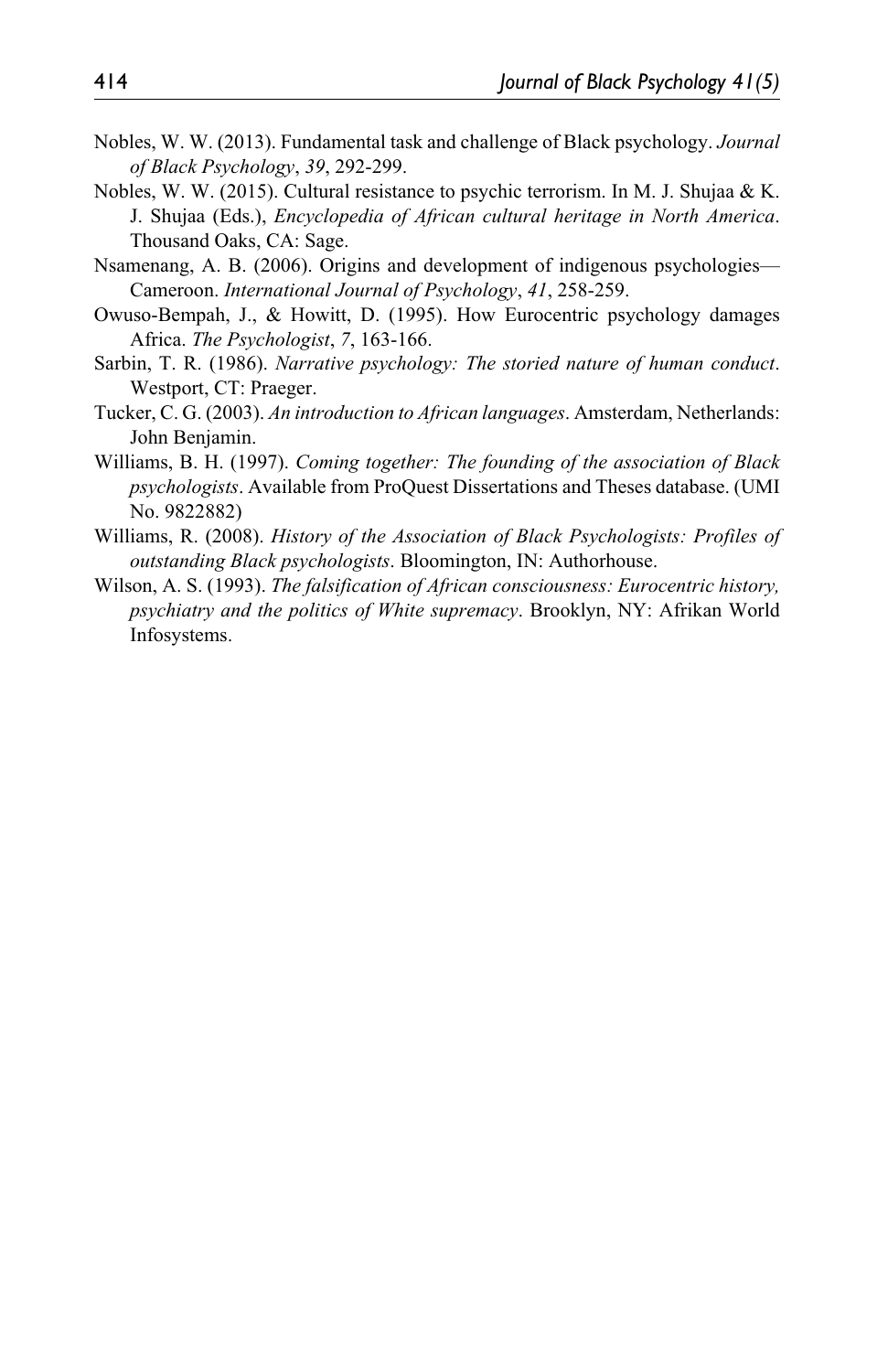Nobles, W. W. (2013). Fundamental task and challenge of Black psychology. *Journal of Black Psychology*, *39*, 292-299.

Nobles, W. W. (2015). Cultural resistance to psychic terrorism. In M. J. Shujaa & K. J. Shujaa (Eds.), *Encyclopedia of African cultural heritage in North America*. Thousand Oaks, CA: Sage.

Nsamenang, A. B. (2006). Origins and development of indigenous psychologies—Cameroon. *International Journal of Psychology*, *41*, 258-259.

Owuso-Bempah, J., & Howitt, D. (1995). How Eurocentric psychology damages Africa. *The Psychologist*, *7*, 163-166.

Sarbin, T. R. (1986). *Narrative psychology: The storied nature of human conduct*. Westport, CT: Praeger.

Tucker, C. G. (2003). *An introduction to African languages*. Amsterdam, Netherlands: John Benjamin.

Williams, B. H. (1997). *Coming together: The founding of the association of Black psychologists*. Available from ProQuest Dissertations and Theses database. (UMI No. 9822882)

Williams, R. (2008). *History of the Association of Black Psychologists: Profiles of outstanding Black psychologists*. Bloomington, IN: Authorhouse.

Wilson, A. S. (1993). *The falsification of African consciousness: Eurocentric history, psychiatry and the politics of White supremacy*. Brooklyn, NY: Afrikan World Infosystems.